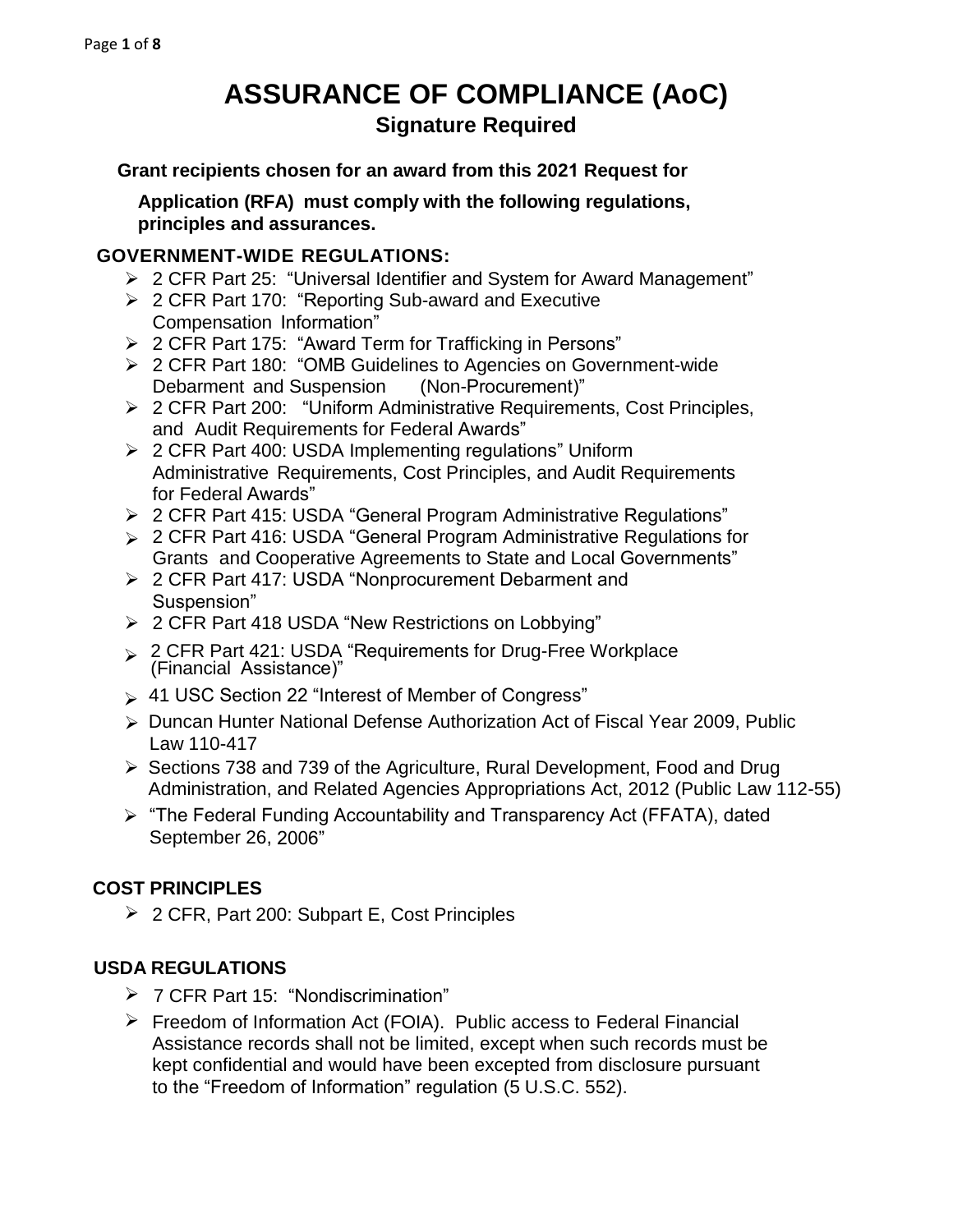# ASSURANCE OF COMPLIANCE (AoC)

## Signature Required

**Grant recipients chosen for an award from this 2021 Request for Application (RFA) must comply with the following regulations, principles and assurances.**

### GOVERNMENT-WIDE REGULATIONS:

- 2 CFR Part 25: "Universal Identifier and System for Award Management"
- 2 CFR Part 170: "Reporting Sub-award and Executive Compensation Information"
- 2 CFR Part 175: "Award Term for Trafficking in Persons"
- 2 CFR Part 180: "OMB Guidelines to Agencies on Government-wide Debarment and Suspension (Non-Procurement)"
- 2 CFR Part 200: "Uniform Administrative Requirements, Cost Principles, and Audit Requirements for Federal Awards"
- 2 CFR Part 400: USDA Implementing regulations" Uniform Administrative Requirements, Cost Principles, and Audit Requirements for Federal Awards"
- 2 CFR Part 415: USDA "General Program Administrative Regulations"
- 2 CFR Part 416: USDA "General Program Administrative Regulations for Grants and Cooperative Agreements to State and Local Governments"
- 2 CFR Part 417: USDA "Nonprocurement Debarment and Suspension"
- 2 CFR Part 418 USDA "New Restrictions on Lobbying"
- 2 CFR Part 421: USDA "Requirements for Drug-Free Workplace (Financial Assistance)"
- 41 USC Section 22 "Interest of Member of Congress"
- Duncan Hunter National Defense Authorization Act of Fiscal Year 2009, Public Law 110-417
- Sections 738 and 739 of the Agriculture, Rural Development, Food and Drug Administration, and Related Agencies Appropriations Act, 2012 (Public Law 112-55)
- "The Federal Funding Accountability and Transparency Act (FFATA), dated September 26, 2006"

### COST PRINCIPLES

- 2 CFR, Part 200: Subpart E, Cost Principles

### USDA REGULATIONS

- 7 CFR Part 15: "Nondiscrimination"
- Freedom of Information Act (FOIA). Public access to Federal Financial Assistance records shall not be limited, except when such records must be kept confidential and would have been excepted from disclosure pursuant to the "Freedom of Information" regulation (5 U.S.C. 552).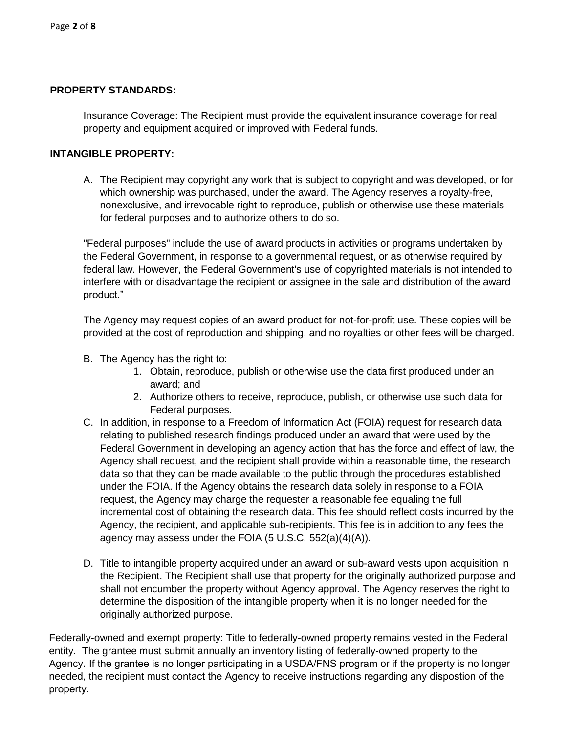## PROPERTY STANDARDS:

Insurance Coverage: The Recipient must provide the equivalent insurance coverage for real property and equipment acquired or improved with Federal funds.

## INTANGIBLE PROPERTY:

A. The Recipient may copyright any work that is subject to copyright and was developed, or for which ownership was purchased, under the award. The Agency reserves a royalty-free, nonexclusive, and irrevocable right to reproduce, publish or otherwise use these materials for federal purposes and to authorize others to do so.

"Federal purposes" include the use of award products in activities or programs undertaken by the Federal Government, in response to a governmental request, or as otherwise required by federal law. However, the Federal Government's use of copyrighted materials is not intended to interfere with or disadvantage the recipient or assignee in the sale and distribution of the award product."

The Agency may request copies of an award product for not-for-profit use. These copies will be provided at the cost of reproduction and shipping, and no royalties or other fees will be charged.

B. The Agency has the right to:
   1. Obtain, reproduce, publish or otherwise use the data first produced under an award; and
   2. Authorize others to receive, reproduce, publish, or otherwise use such data for Federal purposes.

C. In addition, in response to a Freedom of Information Act (FOIA) request for research data relating to published research findings produced under an award that were used by the Federal Government in developing an agency action that has the force and effect of law, the Agency shall request, and the recipient shall provide within a reasonable time, the research data so that they can be made available to the public through the procedures established under the FOIA. If the Agency obtains the research data solely in response to a FOIA request, the Agency may charge the requester a reasonable fee equaling the full incremental cost of obtaining the research data. This fee should reflect costs incurred by the Agency, the recipient, and applicable sub-recipients. This fee is in addition to any fees the agency may assess under the FOIA (5 U.S.C. 552(a)(4)(A)).

D. Title to intangible property acquired under an award or sub-award vests upon acquisition in the Recipient. The Recipient shall use that property for the originally authorized purpose and shall not encumber the property without Agency approval. The Agency reserves the right to determine the disposition of the intangible property when it is no longer needed for the originally authorized purpose.

Federally-owned and exempt property: Title to federally-owned property remains vested in the Federal entity. The grantee must submit annually an inventory listing of federally-owned property to the Agency. If the grantee is no longer participating in a USDA/FNS program or if the property is no longer needed, the recipient must contact the Agency to receive instructions regarding any dispostion of the property.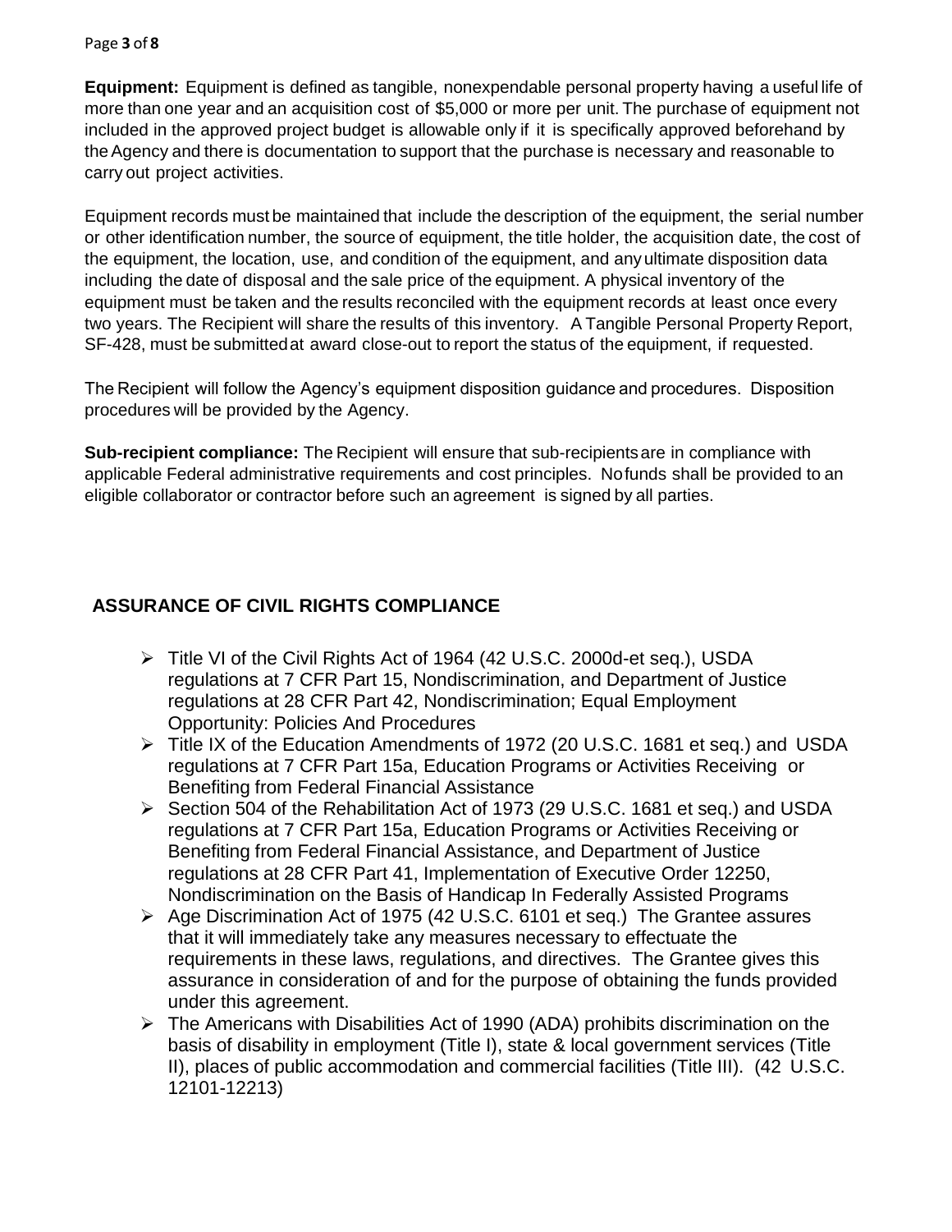**Equipment:** Equipment is defined as tangible, nonexpendable personal property having a useful life of more than one year and an acquisition cost of $5,000 or more per unit. The purchase of equipment not included in the approved project budget is allowable only if it is specifically approved beforehand by the Agency and there is documentation to support that the purchase is necessary and reasonable to carry out project activities.

Equipment records must be maintained that include the description of the equipment, the serial number or other identification number, the source of equipment, the title holder, the acquisition date, the cost of the equipment, the location, use, and condition of the equipment, and any ultimate disposition data including the date of disposal and the sale price of the equipment. A physical inventory of the equipment must be taken and the results reconciled with the equipment records at least once every two years. The Recipient will share the results of this inventory. A Tangible Personal Property Report, SF-428, must be submitted at award close-out to report the status of the equipment, if requested.

The Recipient will follow the Agency's equipment disposition guidance and procedures. Disposition procedures will be provided by the Agency.

**Sub-recipient compliance:** The Recipient will ensure that sub-recipients are in compliance with applicable Federal administrative requirements and cost principles. No funds shall be provided to an eligible collaborator or contractor before such an agreement is signed by all parties.

## ASSURANCE OF CIVIL RIGHTS COMPLIANCE

- Title VI of the Civil Rights Act of 1964 (42 U.S.C. 2000d-et seq.), USDA regulations at 7 CFR Part 15, Nondiscrimination, and Department of Justice regulations at 28 CFR Part 42, Nondiscrimination; Equal Employment Opportunity: Policies And Procedures
- Title IX of the Education Amendments of 1972 (20 U.S.C. 1681 et seq.) and USDA regulations at 7 CFR Part 15a, Education Programs or Activities Receiving or Benefiting from Federal Financial Assistance
- Section 504 of the Rehabilitation Act of 1973 (29 U.S.C. 1681 et seq.) and USDA regulations at 7 CFR Part 15a, Education Programs or Activities Receiving or Benefiting from Federal Financial Assistance, and Department of Justice regulations at 28 CFR Part 41, Implementation of Executive Order 12250, Nondiscrimination on the Basis of Handicap In Federally Assisted Programs
- Age Discrimination Act of 1975 (42 U.S.C. 6101 et seq.) The Grantee assures that it will immediately take any measures necessary to effectuate the requirements in these laws, regulations, and directives. The Grantee gives this assurance in consideration of and for the purpose of obtaining the funds provided under this agreement.
- The Americans with Disabilities Act of 1990 (ADA) prohibits discrimination on the basis of disability in employment (Title I), state & local government services (Title II), places of public accommodation and commercial facilities (Title III). (42 U.S.C. 12101-12213)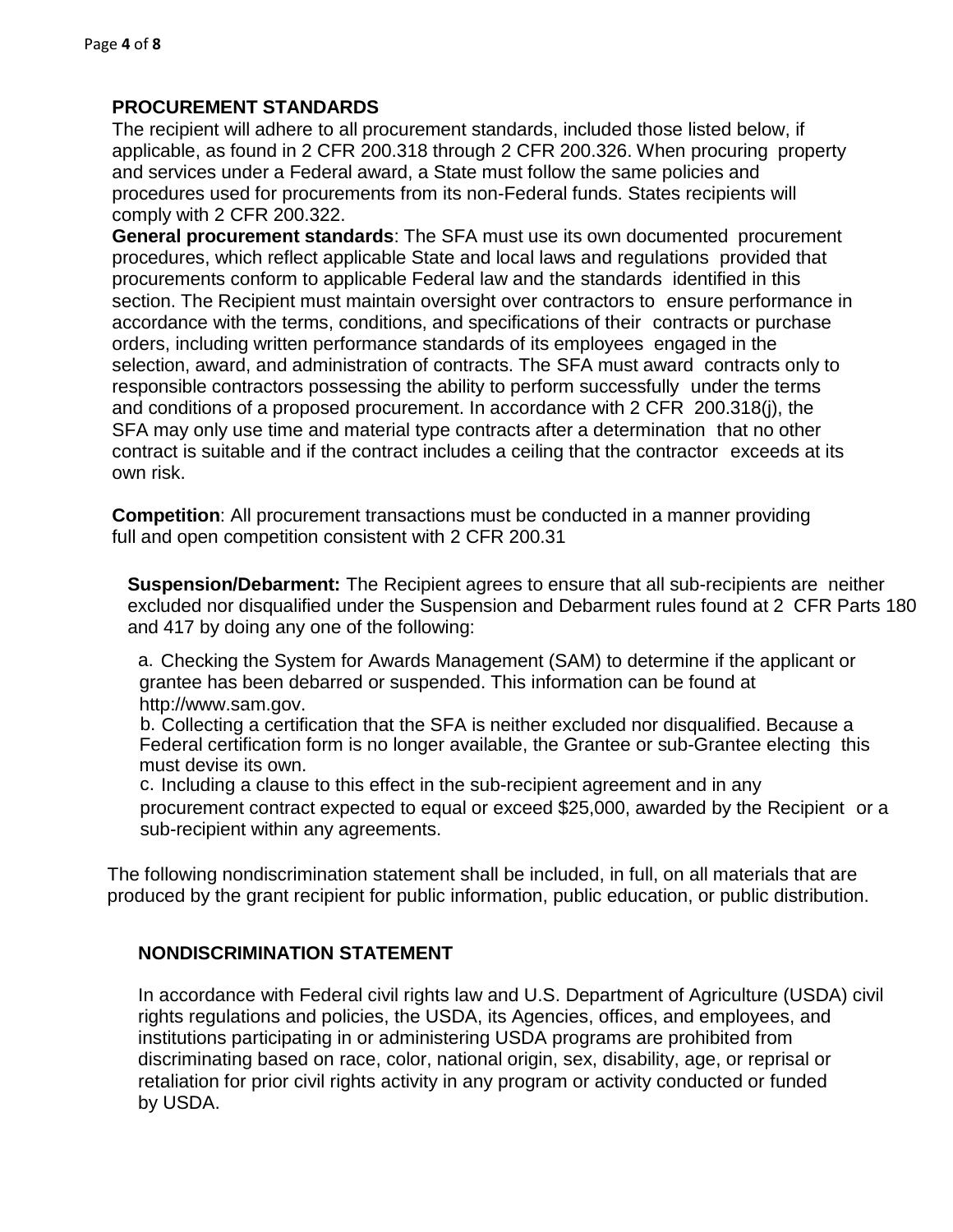**PROCUREMENT STANDARDS**

The recipient will adhere to all procurement standards, included those listed below, if applicable, as found in 2 CFR 200.318 through 2 CFR 200.326. When procuring property and services under a Federal award, a State must follow the same policies and procedures used for procurements from its non-Federal funds. States recipients will comply with 2 CFR 200.322.

**General procurement standards**: The SFA must use its own documented procurement procedures, which reflect applicable State and local laws and regulations provided that procurements conform to applicable Federal law and the standards identified in this section. The Recipient must maintain oversight over contractors to ensure performance in accordance with the terms, conditions, and specifications of their contracts or purchase orders, including written performance standards of its employees engaged in the selection, award, and administration of contracts. The SFA must award contracts only to responsible contractors possessing the ability to perform successfully under the terms and conditions of a proposed procurement. In accordance with 2 CFR 200.318(j), the SFA may only use time and material type contracts after a determination that no other contract is suitable and if the contract includes a ceiling that the contractor exceeds at its own risk.

**Competition**: All procurement transactions must be conducted in a manner providing full and open competition consistent with 2 CFR 200.31

**Suspension/Debarment:** The Recipient agrees to ensure that all sub-recipients are neither excluded nor disqualified under the Suspension and Debarment rules found at 2 CFR Parts 180 and 417 by doing any one of the following:

a. Checking the System for Awards Management (SAM) to determine if the applicant or grantee has been debarred or suspended. This information can be found at http://www.sam.gov.

b. Collecting a certification that the SFA is neither excluded nor disqualified. Because a Federal certification form is no longer available, the Grantee or sub-Grantee electing this must devise its own.

c. Including a clause to this effect in the sub-recipient agreement and in any procurement contract expected to equal or exceed $25,000, awarded by the Recipient or a sub-recipient within any agreements.

The following nondiscrimination statement shall be included, in full, on all materials that are produced by the grant recipient for public information, public education, or public distribution.

**NONDISCRIMINATION STATEMENT**

In accordance with Federal civil rights law and U.S. Department of Agriculture (USDA) civil rights regulations and policies, the USDA, its Agencies, offices, and employees, and institutions participating in or administering USDA programs are prohibited from discriminating based on race, color, national origin, sex, disability, age, or reprisal or retaliation for prior civil rights activity in any program or activity conducted or funded by USDA.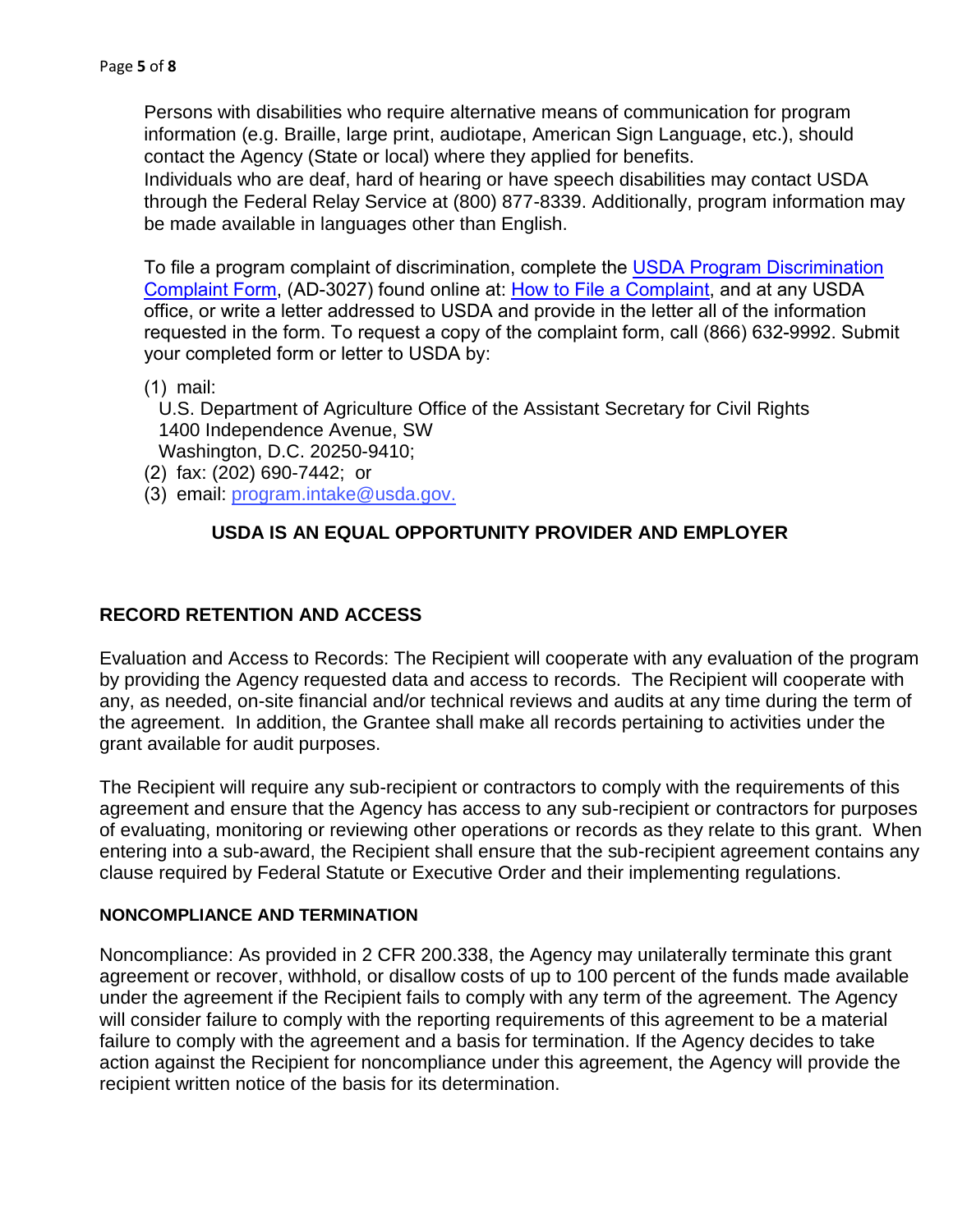Persons with disabilities who require alternative means of communication for program information (e.g. Braille, large print, audiotape, American Sign Language, etc.), should contact the Agency (State or local) where they applied for benefits.
Individuals who are deaf, hard of hearing or have speech disabilities may contact USDA through the Federal Relay Service at (800) 877-8339. Additionally, program information may be made available in languages other than English.

To file a program complaint of discrimination, complete the [USDA Program Discrimination Complaint Form](), (AD-3027) found online at: [How to File a Complaint](), and at any USDA office, or write a letter addressed to USDA and provide in the letter all of the information requested in the form. To request a copy of the complaint form, call (866) 632-9992. Submit your completed form or letter to USDA by:

(1) mail:
U.S. Department of Agriculture Office of the Assistant Secretary for Civil Rights
1400 Independence Avenue, SW
Washington, D.C. 20250-9410;
(2) fax: (202) 690-7442; or
(3) email: program.intake@usda.gov.

**USDA IS AN EQUAL OPPORTUNITY PROVIDER AND EMPLOYER**

## RECORD RETENTION AND ACCESS

Evaluation and Access to Records: The Recipient will cooperate with any evaluation of the program by providing the Agency requested data and access to records. The Recipient will cooperate with any, as needed, on-site financial and/or technical reviews and audits at any time during the term of the agreement. In addition, the Grantee shall make all records pertaining to activities under the grant available for audit purposes.

The Recipient will require any sub-recipient or contractors to comply with the requirements of this agreement and ensure that the Agency has access to any sub-recipient or contractors for purposes of evaluating, monitoring or reviewing other operations or records as they relate to this grant. When entering into a sub-award, the Recipient shall ensure that the sub-recipient agreement contains any clause required by Federal Statute or Executive Order and their implementing regulations.

### NONCOMPLIANCE AND TERMINATION

Noncompliance: As provided in 2 CFR 200.338, the Agency may unilaterally terminate this grant agreement or recover, withhold, or disallow costs of up to 100 percent of the funds made available under the agreement if the Recipient fails to comply with any term of the agreement. The Agency will consider failure to comply with the reporting requirements of this agreement to be a material failure to comply with the agreement and a basis for termination. If the Agency decides to take action against the Recipient for noncompliance under this agreement, the Agency will provide the recipient written notice of the basis for its determination.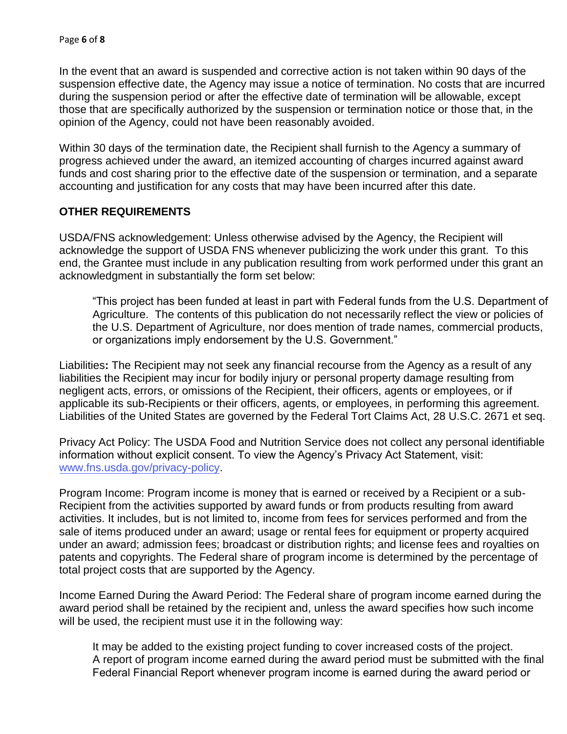In the event that an award is suspended and corrective action is not taken within 90 days of the suspension effective date, the Agency may issue a notice of termination. No costs that are incurred during the suspension period or after the effective date of termination will be allowable, except those that are specifically authorized by the suspension or termination notice or those that, in the opinion of the Agency, could not have been reasonably avoided.

Within 30 days of the termination date, the Recipient shall furnish to the Agency a summary of progress achieved under the award, an itemized accounting of charges incurred against award funds and cost sharing prior to the effective date of the suspension or termination, and a separate accounting and justification for any costs that may have been incurred after this date.

## OTHER REQUIREMENTS

USDA/FNS acknowledgement: Unless otherwise advised by the Agency, the Recipient will acknowledge the support of USDA FNS whenever publicizing the work under this grant. To this end, the Grantee must include in any publication resulting from work performed under this grant an acknowledgment in substantially the form set below:

> "This project has been funded at least in part with Federal funds from the U.S. Department of Agriculture. The contents of this publication do not necessarily reflect the view or policies of the U.S. Department of Agriculture, nor does mention of trade names, commercial products, or organizations imply endorsement by the U.S. Government."

Liabilities**:** The Recipient may not seek any financial recourse from the Agency as a result of any liabilities the Recipient may incur for bodily injury or personal property damage resulting from negligent acts, errors, or omissions of the Recipient, their officers, agents or employees, or if applicable its sub-Recipients or their officers, agents, or employees, in performing this agreement. Liabilities of the United States are governed by the Federal Tort Claims Act, 28 U.S.C. 2671 et seq.

Privacy Act Policy: The USDA Food and Nutrition Service does not collect any personal identifiable information without explicit consent. To view the Agency's Privacy Act Statement, visit: [www.fns.usda.gov/privacy-policy](www.fns.usda.gov/privacy-policy).

Program Income: Program income is money that is earned or received by a Recipient or a sub-Recipient from the activities supported by award funds or from products resulting from award activities. It includes, but is not limited to, income from fees for services performed and from the sale of items produced under an award; usage or rental fees for equipment or property acquired under an award; admission fees; broadcast or distribution rights; and license fees and royalties on patents and copyrights. The Federal share of program income is determined by the percentage of total project costs that are supported by the Agency.

Income Earned During the Award Period: The Federal share of program income earned during the award period shall be retained by the recipient and, unless the award specifies how such income will be used, the recipient must use it in the following way:

> It may be added to the existing project funding to cover increased costs of the project. A report of program income earned during the award period must be submitted with the final Federal Financial Report whenever program income is earned during the award period or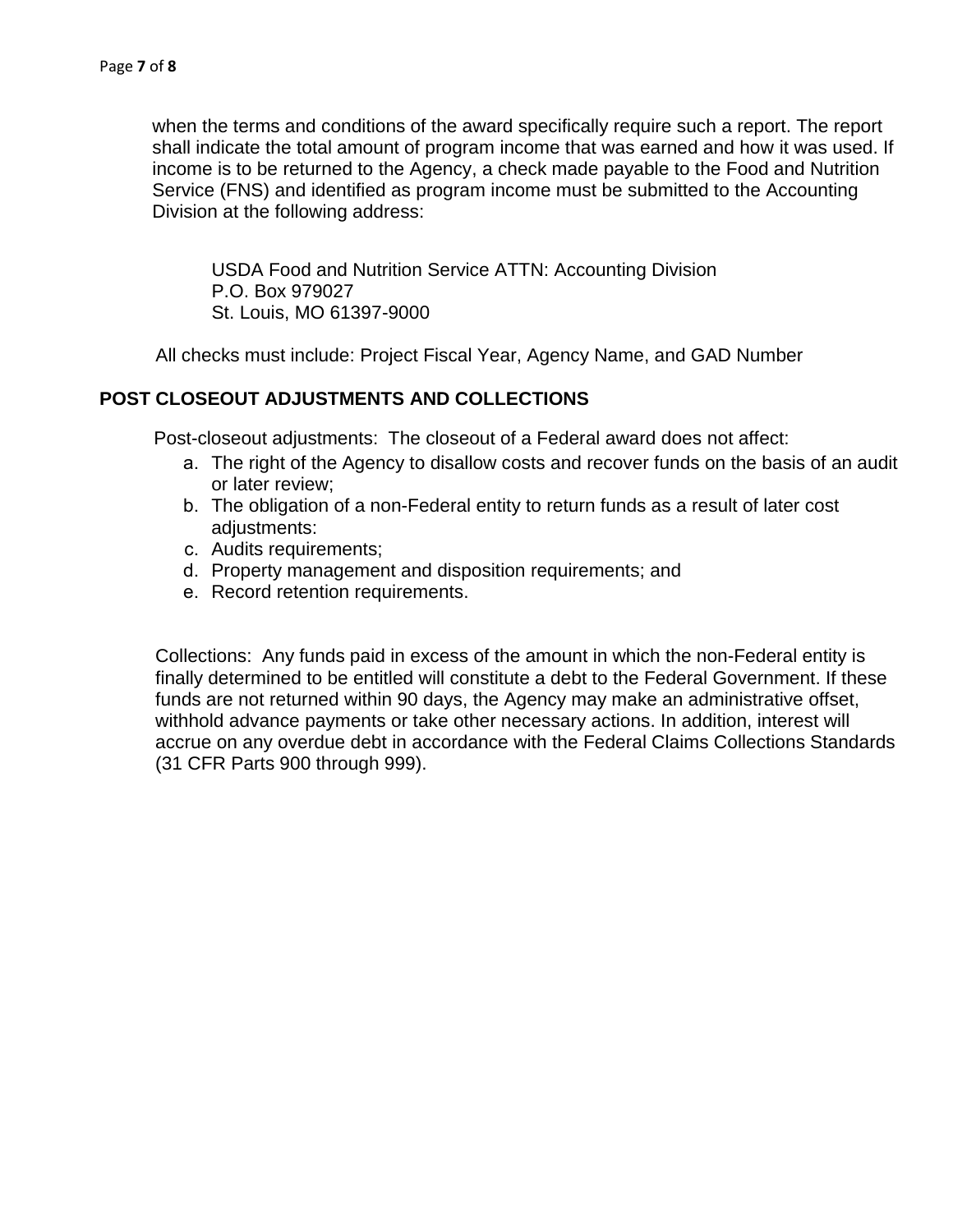when the terms and conditions of the award specifically require such a report. The report shall indicate the total amount of program income that was earned and how it was used. If income is to be returned to the Agency, a check made payable to the Food and Nutrition Service (FNS) and identified as program income must be submitted to the Accounting Division at the following address:

USDA Food and Nutrition Service ATTN: Accounting Division
P.O. Box 979027
St. Louis, MO 61397-9000

All checks must include: Project Fiscal Year, Agency Name, and GAD Number

## POST CLOSEOUT ADJUSTMENTS AND COLLECTIONS

Post-closeout adjustments: The closeout of a Federal award does not affect:

a. The right of the Agency to disallow costs and recover funds on the basis of an audit or later review;
b. The obligation of a non-Federal entity to return funds as a result of later cost adjustments:
c. Audits requirements;
d. Property management and disposition requirements; and
e. Record retention requirements.

Collections: Any funds paid in excess of the amount in which the non-Federal entity is finally determined to be entitled will constitute a debt to the Federal Government. If these funds are not returned within 90 days, the Agency may make an administrative offset, withhold advance payments or take other necessary actions. In addition, interest will accrue on any overdue debt in accordance with the Federal Claims Collections Standards (31 CFR Parts 900 through 999).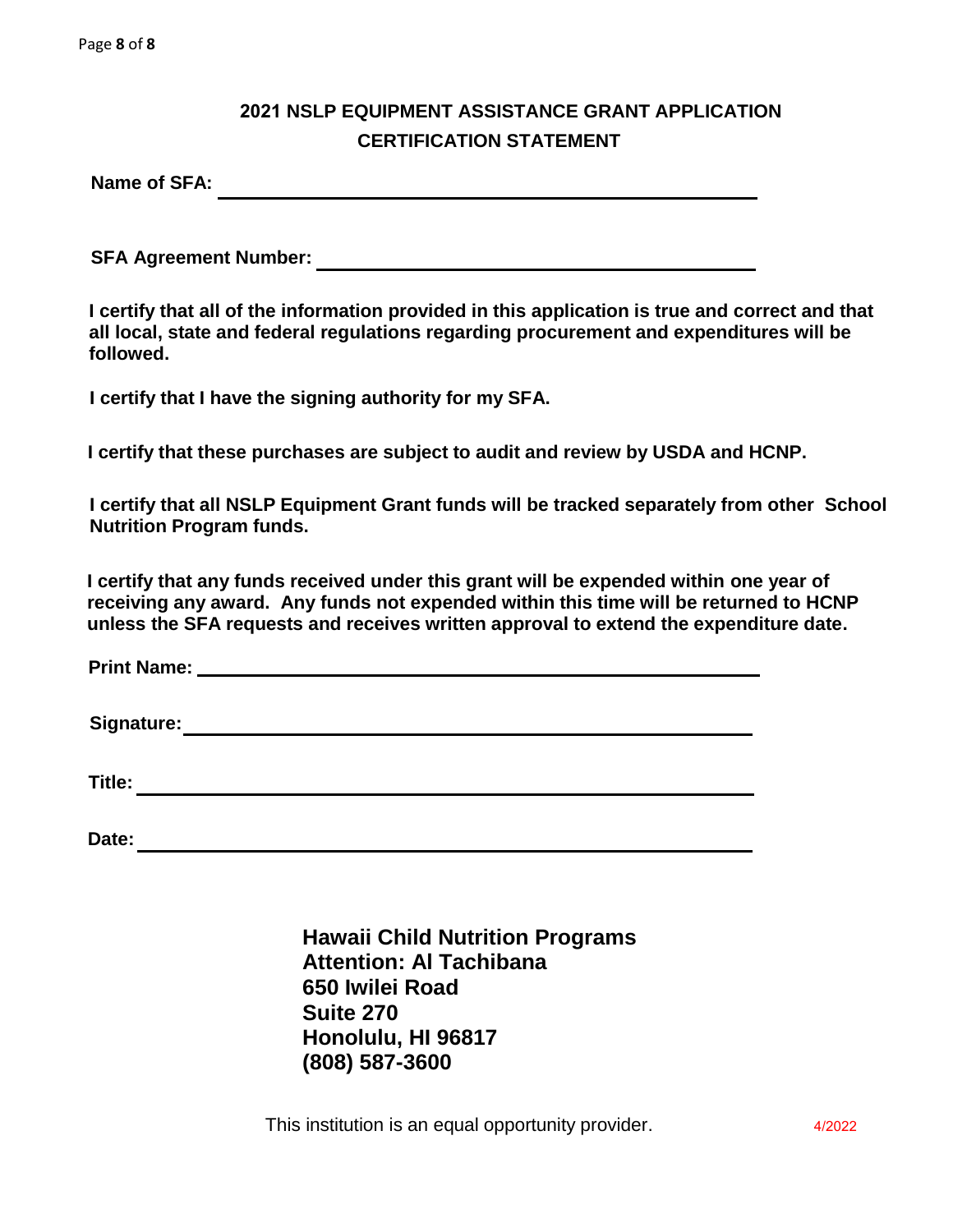# 2021 NSLP EQUIPMENT ASSISTANCE GRANT APPLICATION
## CERTIFICATION STATEMENT

**Name of SFA:** ____________________

**SFA Agreement Number:** ____________________

**I certify that all of the information provided in this application is true and correct and that all local, state and federal regulations regarding procurement and expenditures will be followed.**

**I certify that I have the signing authority for my SFA.**

**I certify that these purchases are subject to audit and review by USDA and HCNP.**

**I certify that all NSLP Equipment Grant funds will be tracked separately from other School Nutrition Program funds.**

**I certify that any funds received under this grant will be expended within one year of receiving any award. Any funds not expended within this time will be returned to HCNP unless the SFA requests and receives written approval to extend the expenditure date.**

**Print Name:** ____________________

**Signature:** ____________________

**Title:** ____________________

**Date:** ____________________

**Hawaii Child Nutrition Programs**
**Attention: Al Tachibana**
**650 Iwilei Road**
**Suite 270**
**Honolulu, HI 96817**
**(808) 587-3600**

This institution is an equal opportunity provider.

4/2022